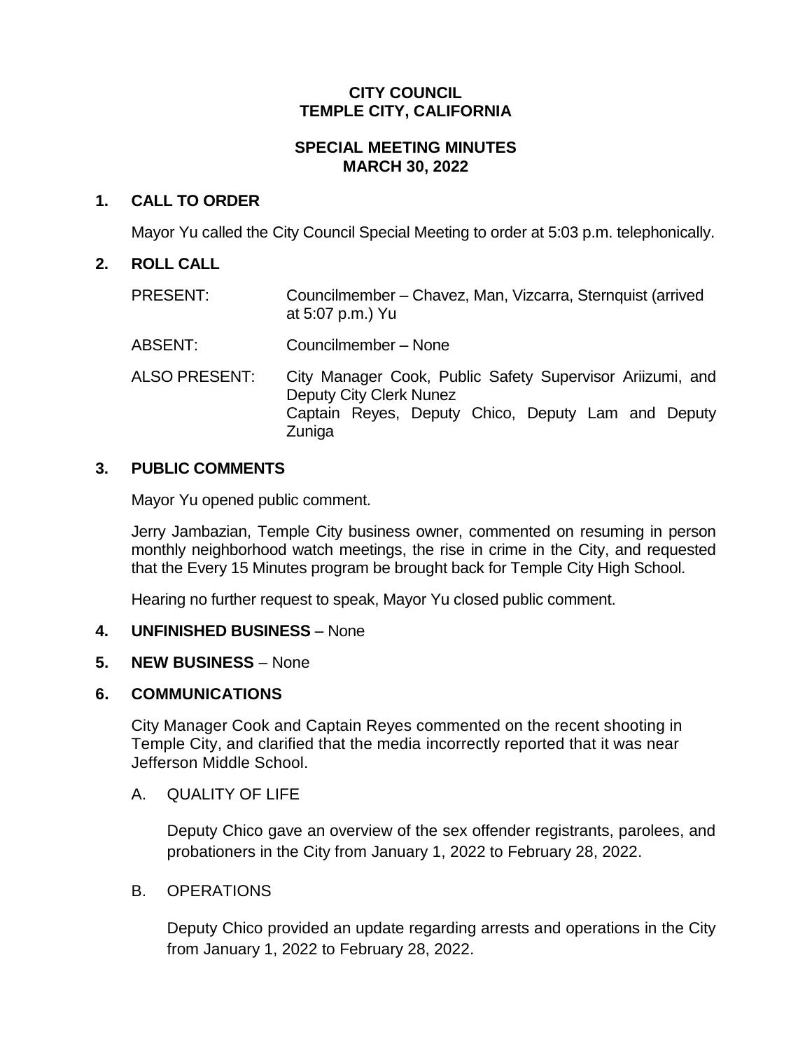**CITY COUNCIL**
**TEMPLE CITY, CALIFORNIA**

**SPECIAL MEETING MINUTES**
**MARCH 30, 2022**

**1. CALL TO ORDER**

Mayor Yu called the City Council Special Meeting to order at 5:03 p.m. telephonically.

**2. ROLL CALL**

PRESENT: Councilmember – Chavez, Man, Vizcarra, Sternquist (arrived at 5:07 p.m.) Yu

ABSENT: Councilmember – None

ALSO PRESENT: City Manager Cook, Public Safety Supervisor Ariizumi, and Deputy City Clerk Nunez
Captain Reyes, Deputy Chico, Deputy Lam and Deputy Zuniga

**3. PUBLIC COMMENTS**

Mayor Yu opened public comment.

Jerry Jambazian, Temple City business owner, commented on resuming in person monthly neighborhood watch meetings, the rise in crime in the City, and requested that the Every 15 Minutes program be brought back for Temple City High School.

Hearing no further request to speak, Mayor Yu closed public comment.

**4. UNFINISHED BUSINESS** – None

**5. NEW BUSINESS** – None

**6. COMMUNICATIONS**

City Manager Cook and Captain Reyes commented on the recent shooting in Temple City, and clarified that the media incorrectly reported that it was near Jefferson Middle School.

A. QUALITY OF LIFE

Deputy Chico gave an overview of the sex offender registrants, parolees, and probationers in the City from January 1, 2022 to February 28, 2022.

B. OPERATIONS

Deputy Chico provided an update regarding arrests and operations in the City from January 1, 2022 to February 28, 2022.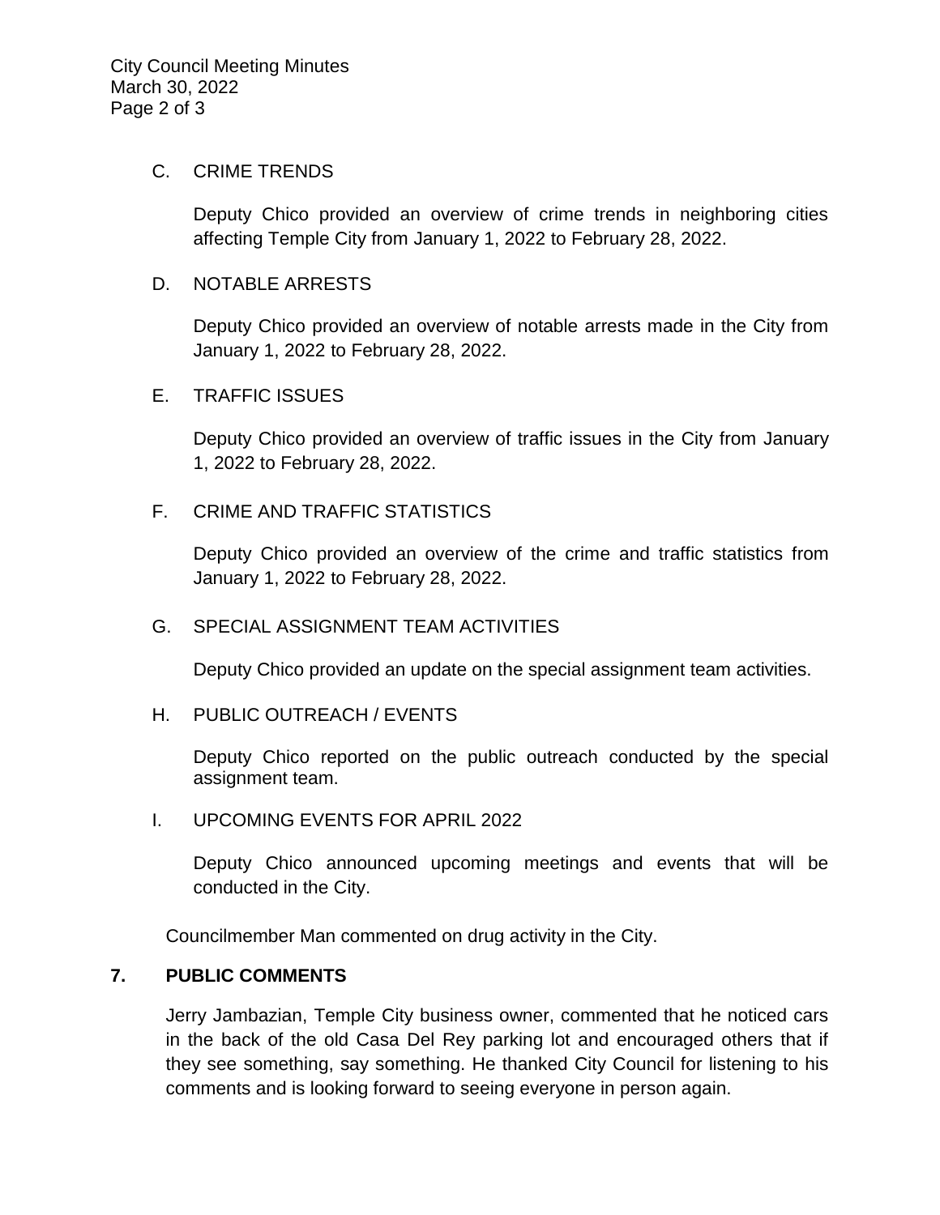C. CRIME TRENDS

Deputy Chico provided an overview of crime trends in neighboring cities affecting Temple City from January 1, 2022 to February 28, 2022.

D. NOTABLE ARRESTS

Deputy Chico provided an overview of notable arrests made in the City from January 1, 2022 to February 28, 2022.

E. TRAFFIC ISSUES

Deputy Chico provided an overview of traffic issues in the City from January 1, 2022 to February 28, 2022.

F. CRIME AND TRAFFIC STATISTICS

Deputy Chico provided an overview of the crime and traffic statistics from January 1, 2022 to February 28, 2022.

G. SPECIAL ASSIGNMENT TEAM ACTIVITIES

Deputy Chico provided an update on the special assignment team activities.

H. PUBLIC OUTREACH / EVENTS

Deputy Chico reported on the public outreach conducted by the special assignment team.

I. UPCOMING EVENTS FOR APRIL 2022

Deputy Chico announced upcoming meetings and events that will be conducted in the City.

Councilmember Man commented on drug activity in the City.

## 7. PUBLIC COMMENTS

Jerry Jambazian, Temple City business owner, commented that he noticed cars in the back of the old Casa Del Rey parking lot and encouraged others that if they see something, say something. He thanked City Council for listening to his comments and is looking forward to seeing everyone in person again.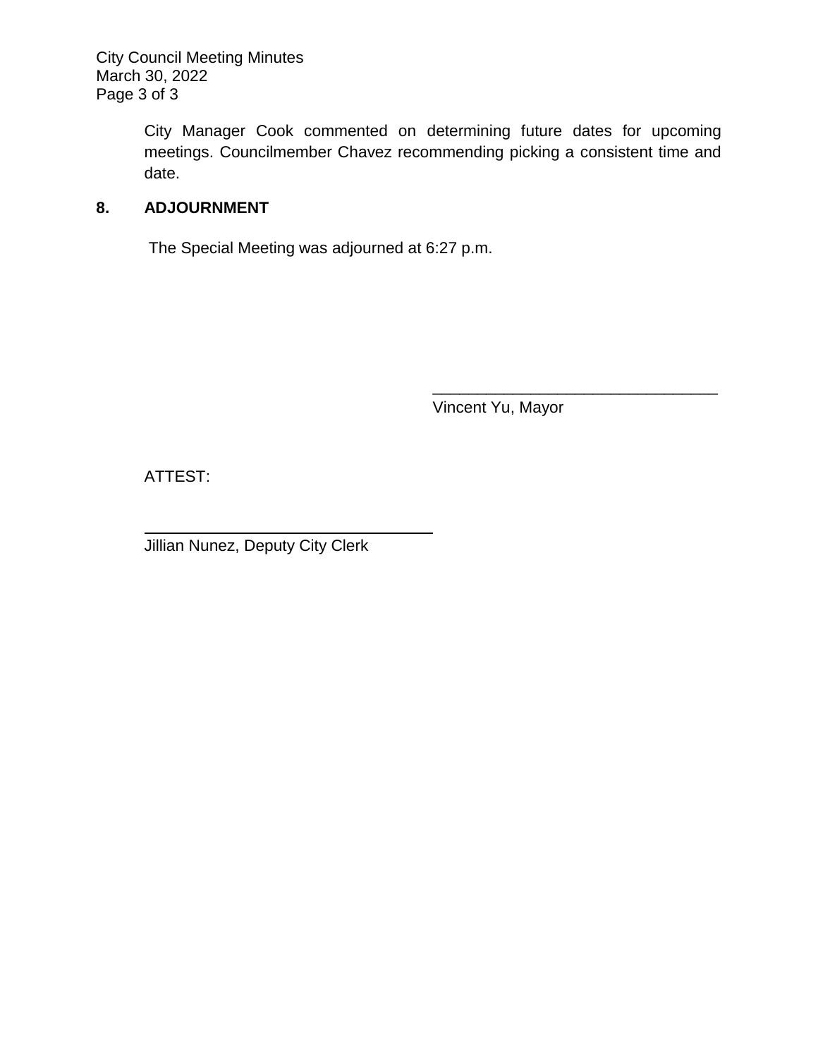City Manager Cook commented on determining future dates for upcoming meetings. Councilmember Chavez recommending picking a consistent time and date.

## 8. ADJOURNMENT

The Special Meeting was adjourned at 6:27 p.m.

\_\_\_\_\_\_\_\_\_\_\_\_\_\_\_\_\_\_\_\_\_\_\_\_\_\_\_\_\_\_\_\_
Vincent Yu, Mayor

ATTEST:

\_\_\_\_\_\_\_\_\_\_\_\_\_\_\_\_\_\_\_\_\_\_\_\_\_\_\_\_\_\_\_\_
Jillian Nunez, Deputy City Clerk